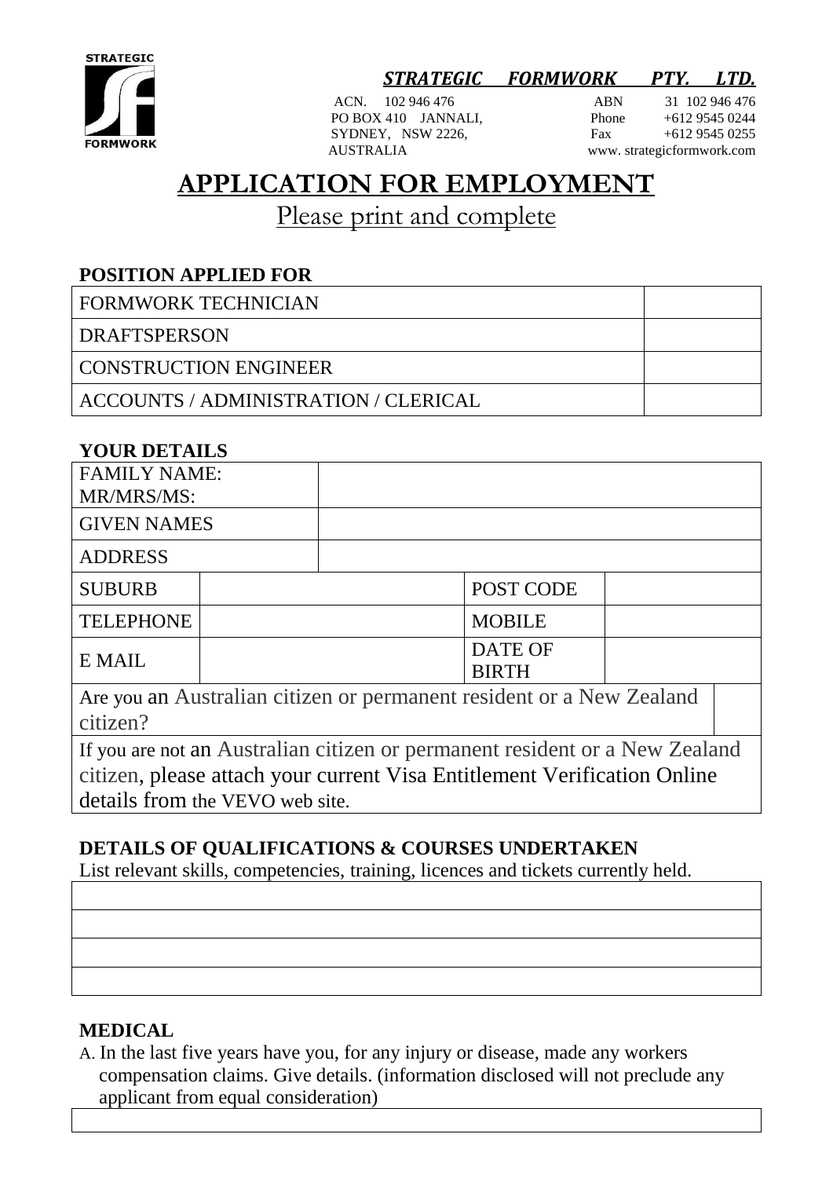STRATEGIC FORMWORK

***STRATEGIC FORMWORK PTY. LTD.***

ACN. 102 946 476
PO BOX 410 JANNALI,
SYDNEY, NSW 2226,
AUSTRALIA

ABN 31 102 946 476
Phone +612 9545 0244
Fax +612 9545 0255
www. strategicformwork.com

# APPLICATION FOR EMPLOYMENT

Please print and complete

## POSITION APPLIED FOR

| | |
|---|---|
| FORMWORK TECHNICIAN | |
| DRAFTSPERSON | |
| CONSTRUCTION ENGINEER | |
| ACCOUNTS / ADMINISTRATION / CLERICAL | |

## YOUR DETAILS

| | | | |
|---|---|---|---|
| FAMILY NAME: MR/MRS/MS: | | | |
| GIVEN NAMES | | | |
| ADDRESS | | | |
| SUBURB | | POST CODE | |
| TELEPHONE | | MOBILE | |
| E MAIL | | DATE OF BIRTH | |
| Are you an Australian citizen or permanent resident or a New Zealand citizen? | | | |
| If you are not an Australian citizen or permanent resident or a New Zealand citizen, please attach your current Visa Entitlement Verification Online details from the VEVO web site. | | | |

## DETAILS OF QUALIFICATIONS & COURSES UNDERTAKEN

List relevant skills, competencies, training, licences and tickets currently held.

| |
|---|
| |
| |
| |
| |

## MEDICAL

A. In the last five years have you, for any injury or disease, made any workers compensation claims. Give details. (information disclosed will not preclude any applicant from equal consideration)

| |
|---|
| |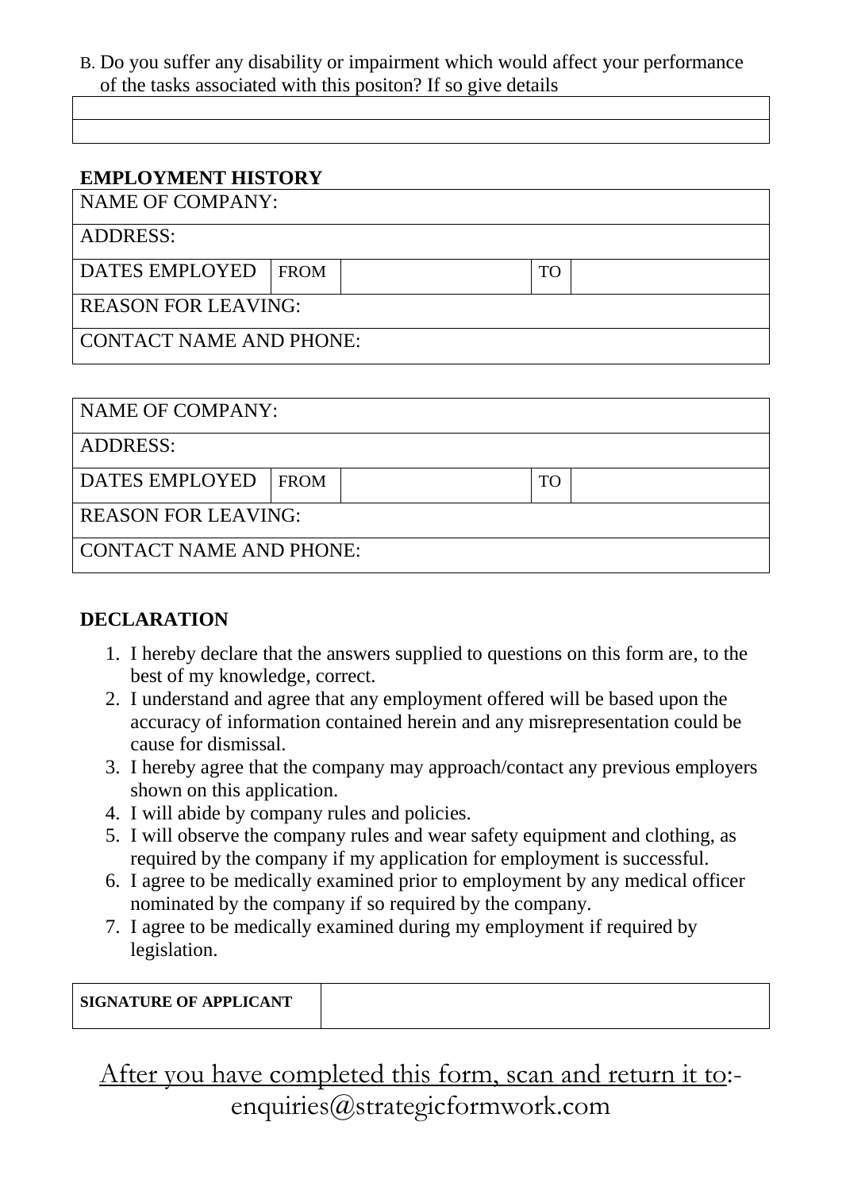B. Do you suffer any disability or impairment which would affect your performance of the tasks associated with this positon? If so give details

| |
|---|
| |
| |

**EMPLOYMENT HISTORY**

| | | | | |
|---|---|---|---|---|
| NAME OF COMPANY: | | | | |
| ADDRESS: | | | | |
| DATES EMPLOYED | FROM | | TO | |
| REASON FOR LEAVING: | | | | |
| CONTACT NAME AND PHONE: | | | | |

| | | | | |
|---|---|---|---|---|
| NAME OF COMPANY: | | | | |
| ADDRESS: | | | | |
| DATES EMPLOYED | FROM | | TO | |
| REASON FOR LEAVING: | | | | |
| CONTACT NAME AND PHONE: | | | | |

**DECLARATION**

1. I hereby declare that the answers supplied to questions on this form are, to the best of my knowledge, correct.
2. I understand and agree that any employment offered will be based upon the accuracy of information contained herein and any misrepresentation could be cause for dismissal.
3. I hereby agree that the company may approach/contact any previous employers shown on this application.
4. I will abide by company rules and policies.
5. I will observe the company rules and wear safety equipment and clothing, as required by the company if my application for employment is successful.
6. I agree to be medically examined prior to employment by any medical officer nominated by the company if so required by the company.
7. I agree to be medically examined during my employment if required by legislation.

| | |
|---|---|
| **SIGNATURE OF APPLICANT** | |

After you have completed this form, scan and return it to:-
enquiries@strategicformwork.com